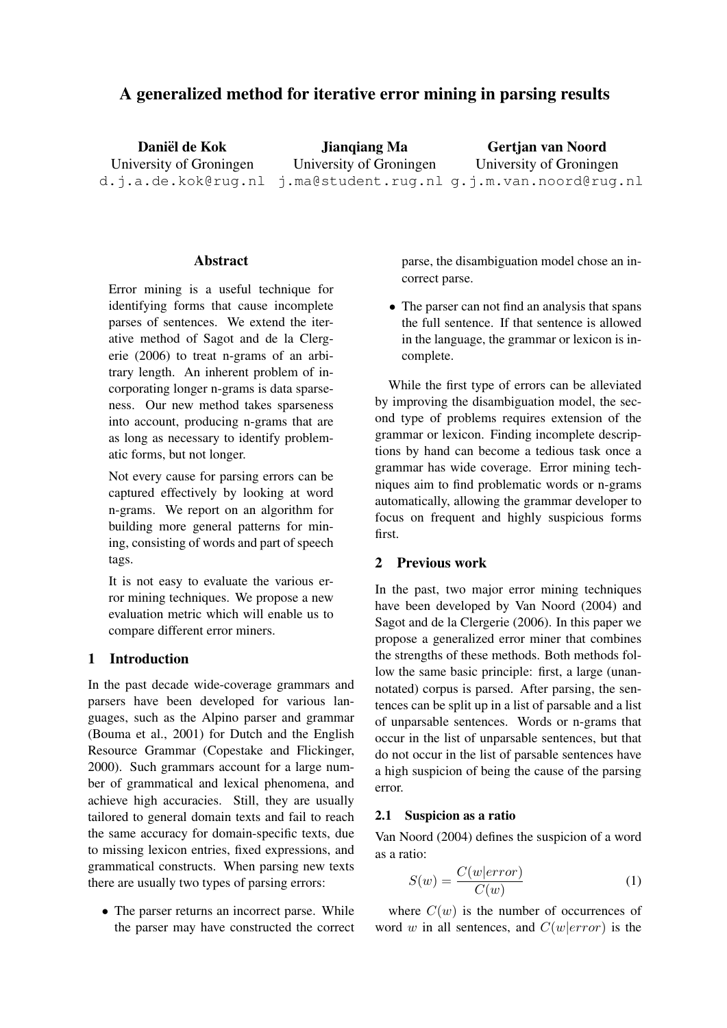# A generalized method for iterative error mining in parsing results

**Daniël de Kok**
University of Groningen
d.j.a.de.kok@rug.nl

**Jianqiang Ma**
University of Groningen
j.ma@student.rug.nl

**Gertjan van Noord**
University of Groningen
g.j.m.van.noord@rug.nl

## Abstract

Error mining is a useful technique for identifying forms that cause incomplete parses of sentences. We extend the iterative method of Sagot and de la Clergerie (2006) to treat n-grams of an arbitrary length. An inherent problem of incorporating longer n-grams is data sparseness. Our new method takes sparseness into account, producing n-grams that are as long as necessary to identify problematic forms, but not longer.

Not every cause for parsing errors can be captured effectively by looking at word n-grams. We report on an algorithm for building more general patterns for mining, consisting of words and part of speech tags.

It is not easy to evaluate the various error mining techniques. We propose a new evaluation metric which will enable us to compare different error miners.

## 1 Introduction

In the past decade wide-coverage grammars and parsers have been developed for various languages, such as the Alpino parser and grammar (Bouma et al., 2001) for Dutch and the English Resource Grammar (Copestake and Flickinger, 2000). Such grammars account for a large number of grammatical and lexical phenomena, and achieve high accuracies. Still, they are usually tailored to general domain texts and fail to reach the same accuracy for domain-specific texts, due to missing lexicon entries, fixed expressions, and grammatical constructs. When parsing new texts there are usually two types of parsing errors:

- The parser returns an incorrect parse. While the parser may have constructed the correct parse, the disambiguation model chose an incorrect parse.
- The parser can not find an analysis that spans the full sentence. If that sentence is allowed in the language, the grammar or lexicon is incomplete.

While the first type of errors can be alleviated by improving the disambiguation model, the second type of problems requires extension of the grammar or lexicon. Finding incomplete descriptions by hand can become a tedious task once a grammar has wide coverage. Error mining techniques aim to find problematic words or n-grams automatically, allowing the grammar developer to focus on frequent and highly suspicious forms first.

## 2 Previous work

In the past, two major error mining techniques have been developed by Van Noord (2004) and Sagot and de la Clergerie (2006). In this paper we propose a generalized error miner that combines the strengths of these methods. Both methods follow the same basic principle: first, a large (unannotated) corpus is parsed. After parsing, the sentences can be split up in a list of parsable and a list of unparsable sentences. Words or n-grams that occur in the list of unparsable sentences, but that do not occur in the list of parsable sentences have a high suspicion of being the cause of the parsing error.

### 2.1 Suspicion as a ratio

Van Noord (2004) defines the suspicion of a word as a ratio:

$$S(w) = \frac{C(w|error)}{C(w)} \tag{1}$$

where $C(w)$ is the number of occurrences of word $w$ in all sentences, and $C(w|error)$ is the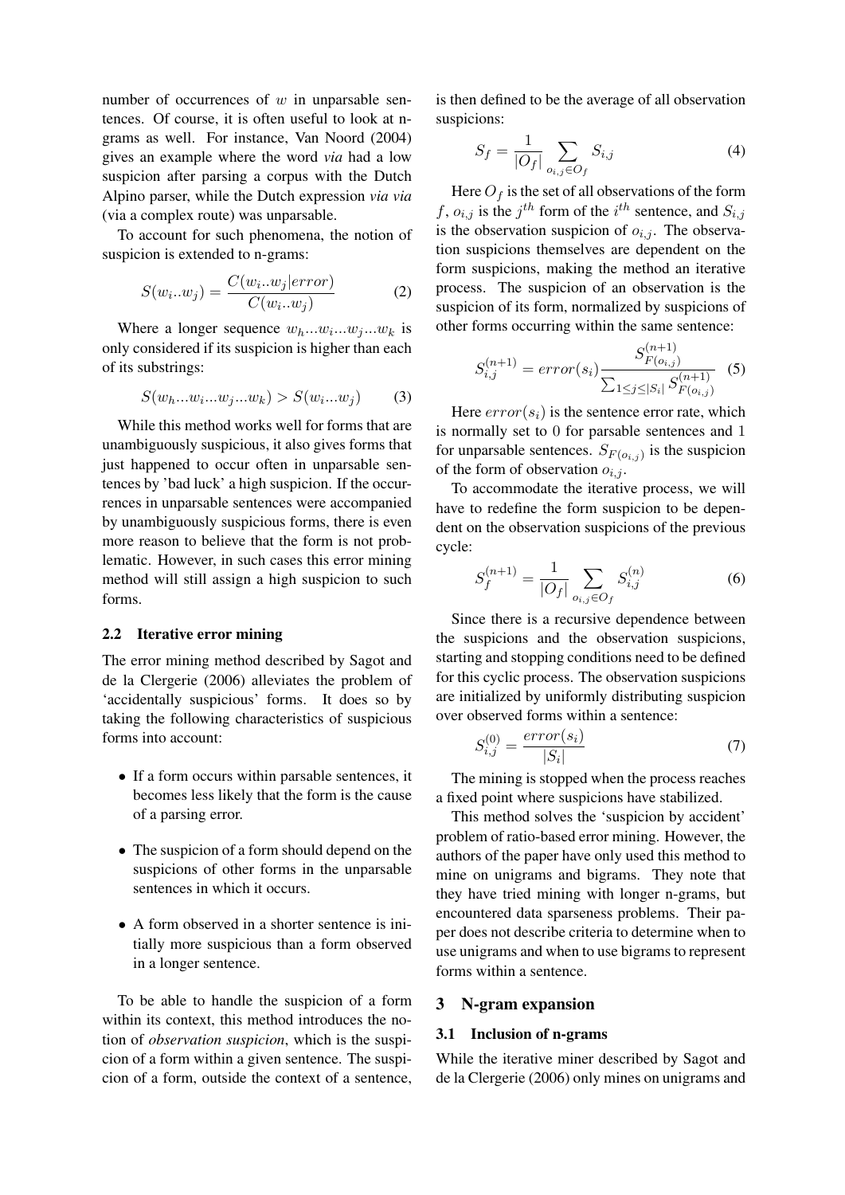number of occurrences of $w$ in unparsable sentences. Of course, it is often useful to look at n-grams as well. For instance, Van Noord (2004) gives an example where the word *via* had a low suspicion after parsing a corpus with the Dutch Alpino parser, while the Dutch expression *via via* (via a complex route) was unparsable.

To account for such phenomena, the notion of suspicion is extended to n-grams:

$$S(w_i..w_j) = \frac{C(w_i..w_j|error)}{C(w_i..w_j)} \tag{2}$$

Where a longer sequence $w_h...w_i...w_j...w_k$ is only considered if its suspicion is higher than each of its substrings:

$$S(w_h...w_i...w_j...w_k) > S(w_i...w_j) \tag{3}$$

While this method works well for forms that are unambiguously suspicious, it also gives forms that just happened to occur often in unparsable sentences by 'bad luck' a high suspicion. If the occurrences in unparsable sentences were accompanied by unambiguously suspicious forms, there is even more reason to believe that the form is not problematic. However, in such cases this error mining method will still assign a high suspicion to such forms.

### 2.2 Iterative error mining

The error mining method described by Sagot and de la Clergerie (2006) alleviates the problem of 'accidentally suspicious' forms. It does so by taking the following characteristics of suspicious forms into account:

- If a form occurs within parsable sentences, it becomes less likely that the form is the cause of a parsing error.
- The suspicion of a form should depend on the suspicions of other forms in the unparsable sentences in which it occurs.
- A form observed in a shorter sentence is initially more suspicious than a form observed in a longer sentence.

To be able to handle the suspicion of a form within its context, this method introduces the notion of *observation suspicion*, which is the suspicion of a form within a given sentence. The suspicion of a form, outside the context of a sentence, is then defined to be the average of all observation suspicions:

$$S_f = \frac{1}{|O_f|} \sum_{o_{i,j} \in O_f} S_{i,j} \tag{4}$$

Here $O_f$ is the set of all observations of the form $f$, $o_{i,j}$ is the $j^{th}$ form of the $i^{th}$ sentence, and $S_{i,j}$ is the observation suspicion of $o_{i,j}$. The observation suspicions themselves are dependent on the form suspicions, making the method an iterative process. The suspicion of an observation is the suspicion of its form, normalized by suspicions of other forms occurring within the same sentence:

$$S_{i,j}^{(n+1)} = error(s_i) \frac{S_{F(o_{i,j})}^{(n+1)}}{\sum_{1 \leq j \leq |S_i|} S_{F(o_{i,j})}^{(n+1)}} \tag{5}$$

Here $error(s_i)$ is the sentence error rate, which is normally set to 0 for parsable sentences and 1 for unparsable sentences. $S_{F(o_{i,j})}$ is the suspicion of the form of observation $o_{i,j}$.

To accommodate the iterative process, we will have to redefine the form suspicion to be dependent on the observation suspicions of the previous cycle:

$$S_f^{(n+1)} = \frac{1}{|O_f|} \sum_{o_{i,j} \in O_f} S_{i,j}^{(n)} \tag{6}$$

Since there is a recursive dependence between the suspicions and the observation suspicions, starting and stopping conditions need to be defined for this cyclic process. The observation suspicions are initialized by uniformly distributing suspicion over observed forms within a sentence:

$$S_{i,j}^{(0)} = \frac{error(s_i)}{|S_i|} \tag{7}$$

The mining is stopped when the process reaches a fixed point where suspicions have stabilized.

This method solves the 'suspicion by accident' problem of ratio-based error mining. However, the authors of the paper have only used this method to mine on unigrams and bigrams. They note that they have tried mining with longer n-grams, but encountered data sparseness problems. Their paper does not describe criteria to determine when to use unigrams and when to use bigrams to represent forms within a sentence.

## 3 N-gram expansion

### 3.1 Inclusion of n-grams

While the iterative miner described by Sagot and de la Clergerie (2006) only mines on unigrams and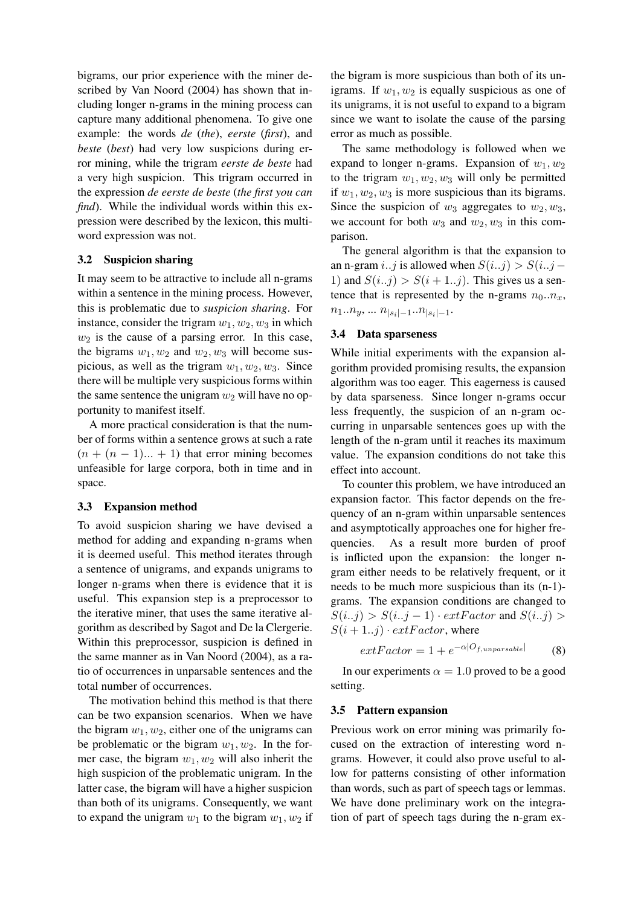bigrams, our prior experience with the miner described by Van Noord (2004) has shown that including longer n-grams in the mining process can capture many additional phenomena. To give one example: the words *de* (*the*), *eerste* (*first*), and *beste* (*best*) had very low suspicions during error mining, while the trigram *eerste de beste* had a very high suspicion. This trigram occurred in the expression *de eerste de beste* (*the first you can find*). While the individual words within this expression were described by the lexicon, this multiword expression was not.

### 3.2 Suspicion sharing

It may seem to be attractive to include all n-grams within a sentence in the mining process. However, this is problematic due to *suspicion sharing*. For instance, consider the trigram $w_1, w_2, w_3$ in which $w_2$ is the cause of a parsing error. In this case, the bigrams $w_1, w_2$ and $w_2, w_3$ will become suspicious, as well as the trigram $w_1, w_2, w_3$. Since there will be multiple very suspicious forms within the same sentence the unigram $w_2$ will have no opportunity to manifest itself.

A more practical consideration is that the number of forms within a sentence grows at such a rate $(n + (n-1)... + 1)$ that error mining becomes unfeasible for large corpora, both in time and in space.

### 3.3 Expansion method

To avoid suspicion sharing we have devised a method for adding and expanding n-grams when it is deemed useful. This method iterates through a sentence of unigrams, and expands unigrams to longer n-grams when there is evidence that it is useful. This expansion step is a preprocessor to the iterative miner, that uses the same iterative algorithm as described by Sagot and De la Clergerie. Within this preprocessor, suspicion is defined in the same manner as in Van Noord (2004), as a ratio of occurrences in unparsable sentences and the total number of occurrences.

The motivation behind this method is that there can be two expansion scenarios. When we have the bigram $w_1, w_2$, either one of the unigrams can be problematic or the bigram $w_1, w_2$. In the former case, the bigram $w_1, w_2$ will also inherit the high suspicion of the problematic unigram. In the latter case, the bigram will have a higher suspicion than both of its unigrams. Consequently, we want to expand the unigram $w_1$ to the bigram $w_1, w_2$ if the bigram is more suspicious than both of its unigrams. If $w_1, w_2$ is equally suspicious as one of its unigrams, it is not useful to expand to a bigram since we want to isolate the cause of the parsing error as much as possible.

The same methodology is followed when we expand to longer n-grams. Expansion of $w_1, w_2$ to the trigram $w_1, w_2, w_3$ will only be permitted if $w_1, w_2, w_3$ is more suspicious than its bigrams. Since the suspicion of $w_3$ aggregates to $w_2, w_3$, we account for both $w_3$ and $w_2, w_3$ in this comparison.

The general algorithm is that the expansion to an n-gram $i..j$ is allowed when $S(i..j) > S(i..j-1)$ and $S(i..j) > S(i+1..j)$. This gives us a sentence that is represented by the n-grams $n_0..n_x$, $n_1..n_y$, ... $n_{|s_i|-1}..n_{|s_i|-1}$.

### 3.4 Data sparseness

While initial experiments with the expansion algorithm provided promising results, the expansion algorithm was too eager. This eagerness is caused by data sparseness. Since longer n-grams occur less frequently, the suspicion of an n-gram occurring in unparsable sentences goes up with the length of the n-gram until it reaches its maximum value. The expansion conditions do not take this effect into account.

To counter this problem, we have introduced an expansion factor. This factor depends on the frequency of an n-gram within unparsable sentences and asymptotically approaches one for higher frequencies. As a result more burden of proof is inflicted upon the expansion: the longer n-gram either needs to be relatively frequent, or it needs to be much more suspicious than its (n-1)-grams. The expansion conditions are changed to $S(i..j) > S(i..j-1) \cdot extFactor$ and $S(i..j) > S(i+1..j) \cdot extFactor$, where

$$extFactor = 1 + e^{-\alpha |O_{f,unparsable}|} \quad (8)$$

In our experiments $\alpha = 1.0$ proved to be a good setting.

### 3.5 Pattern expansion

Previous work on error mining was primarily focused on the extraction of interesting word n-grams. However, it could also prove useful to allow for patterns consisting of other information than words, such as part of speech tags or lemmas. We have done preliminary work on the integration of part of speech tags during the n-gram ex-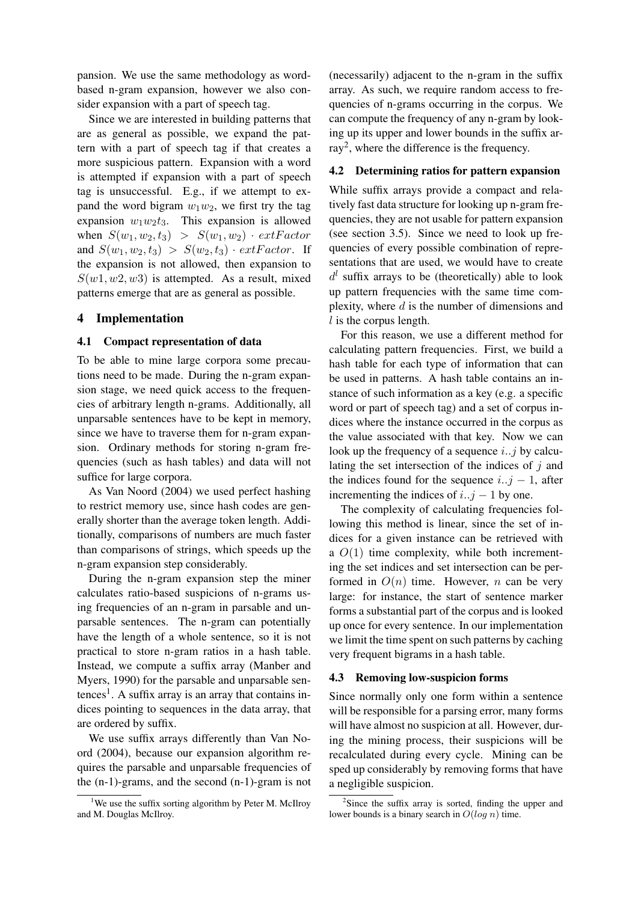pansion. We use the same methodology as word-based n-gram expansion, however we also consider expansion with a part of speech tag.

Since we are interested in building patterns that are as general as possible, we expand the pattern with a part of speech tag if that creates a more suspicious pattern. Expansion with a word is attempted if expansion with a part of speech tag is unsuccessful. E.g., if we attempt to expand the word bigram $w_1 w_2$, we first try the tag expansion $w_1 w_2 t_3$. This expansion is allowed when $S(w_1, w_2, t_3) > S(w_1, w_2) \cdot extFactor$ and $S(w_1, w_2, t_3) > S(w_2, t_3) \cdot extFactor$. If the expansion is not allowed, then expansion to $S(w1, w2, w3)$ is attempted. As a result, mixed patterns emerge that are as general as possible.

## 4 Implementation

### 4.1 Compact representation of data

To be able to mine large corpora some precautions need to be made. During the n-gram expansion stage, we need quick access to the frequencies of arbitrary length n-grams. Additionally, all unparsable sentences have to be kept in memory, since we have to traverse them for n-gram expansion. Ordinary methods for storing n-gram frequencies (such as hash tables) and data will not suffice for large corpora.

As Van Noord (2004) we used perfect hashing to restrict memory use, since hash codes are generally shorter than the average token length. Additionally, comparisons of numbers are much faster than comparisons of strings, which speeds up the n-gram expansion step considerably.

During the n-gram expansion step the miner calculates ratio-based suspicions of n-grams using frequencies of an n-gram in parsable and unparsable sentences. The n-gram can potentially have the length of a whole sentence, so it is not practical to store n-gram ratios in a hash table. Instead, we compute a suffix array (Manber and Myers, 1990) for the parsable and unparsable sentences[1]. A suffix array is an array that contains indices pointing to sequences in the data array, that are ordered by suffix.

We use suffix arrays differently than Van Noord (2004), because our expansion algorithm requires the parsable and unparsable frequencies of the (n-1)-grams, and the second (n-1)-gram is not (necessarily) adjacent to the n-gram in the suffix array. As such, we require random access to frequencies of n-grams occurring in the corpus. We can compute the frequency of any n-gram by looking up its upper and lower bounds in the suffix array[2], where the difference is the frequency.

### 4.2 Determining ratios for pattern expansion

While suffix arrays provide a compact and relatively fast data structure for looking up n-gram frequencies, they are not usable for pattern expansion (see section 3.5). Since we need to look up frequencies of every possible combination of representations that are used, we would have to create $d^l$ suffix arrays to be (theoretically) able to look up pattern frequencies with the same time complexity, where $d$ is the number of dimensions and $l$ is the corpus length.

For this reason, we use a different method for calculating pattern frequencies. First, we build a hash table for each type of information that can be used in patterns. A hash table contains an instance of such information as a key (e.g. a specific word or part of speech tag) and a set of corpus indices where the instance occurred in the corpus as the value associated with that key. Now we can look up the frequency of a sequence $i..j$ by calculating the set intersection of the indices of $j$ and the indices found for the sequence $i..j-1$, after incrementing the indices of $i..j-1$ by one.

The complexity of calculating frequencies following this method is linear, since the set of indices for a given instance can be retrieved with a $O(1)$ time complexity, while both incrementing the set indices and set intersection can be performed in $O(n)$ time. However, $n$ can be very large: for instance, the start of sentence marker forms a substantial part of the corpus and is looked up once for every sentence. In our implementation we limit the time spent on such patterns by caching very frequent bigrams in a hash table.

### 4.3 Removing low-suspicion forms

Since normally only one form within a sentence will be responsible for a parsing error, many forms will have almost no suspicion at all. However, during the mining process, their suspicions will be recalculated during every cycle. Mining can be sped up considerably by removing forms that have a negligible suspicion.

---

[1] We use the suffix sorting algorithm by Peter M. McIlroy and M. Douglas McIlroy.

[2] Since the suffix array is sorted, finding the upper and lower bounds is a binary search in $O(log\ n)$ time.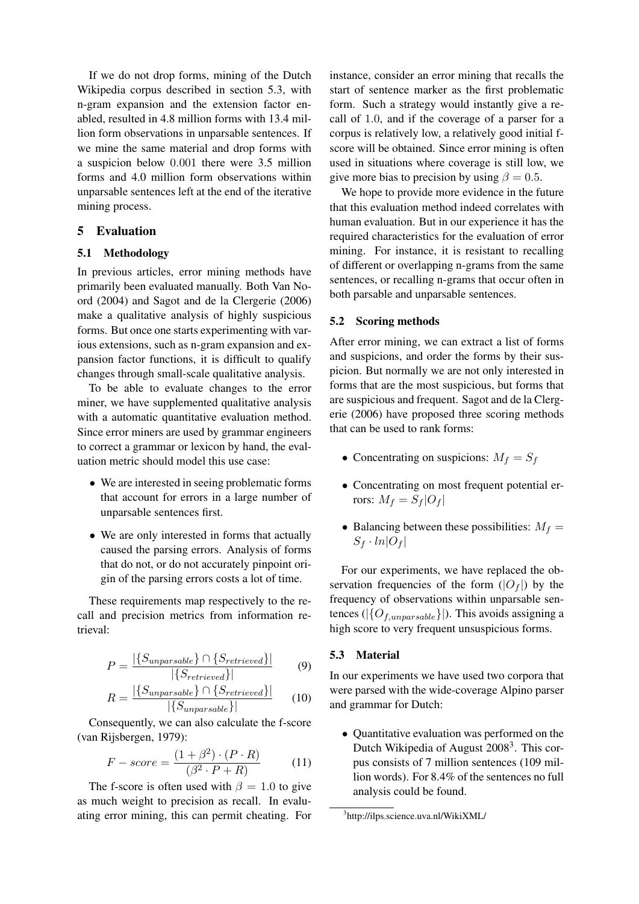If we do not drop forms, mining of the Dutch Wikipedia corpus described in section 5.3, with n-gram expansion and the extension factor enabled, resulted in 4.8 million forms with 13.4 million form observations in unparsable sentences. If we mine the same material and drop forms with a suspicion below 0.001 there were 3.5 million forms and 4.0 million form observations within unparsable sentences left at the end of the iterative mining process.

## 5 Evaluation

### 5.1 Methodology

In previous articles, error mining methods have primarily been evaluated manually. Both Van Noord (2004) and Sagot and de la Clergerie (2006) make a qualitative analysis of highly suspicious forms. But once one starts experimenting with various extensions, such as n-gram expansion and expansion factor functions, it is difficult to qualify changes through small-scale qualitative analysis.

To be able to evaluate changes to the error miner, we have supplemented qualitative analysis with a automatic quantitative evaluation method. Since error miners are used by grammar engineers to correct a grammar or lexicon by hand, the evaluation metric should model this use case:

- We are interested in seeing problematic forms that account for errors in a large number of unparsable sentences first.
- We are only interested in forms that actually caused the parsing errors. Analysis of forms that do not, or do not accurately pinpoint origin of the parsing errors costs a lot of time.

These requirements map respectively to the recall and precision metrics from information retrieval:

$$P = \frac{|\{S_{unparsable}\} \cap \{S_{retrieved}\}|}{|\{S_{retrieved}\}|} \qquad (9)$$

$$R = \frac{|\{S_{unparsable}\} \cap \{S_{retrieved}\}|}{|\{S_{unparsable}\}|} \qquad (10)$$

Consequently, we can also calculate the f-score (van Rijsbergen, 1979):

$$F - score = \frac{(1 + \beta^2) \cdot (P \cdot R)}{(\beta^2 \cdot P + R)} \qquad (11)$$

The f-score is often used with $\beta = 1.0$ to give as much weight to precision as recall. In evaluating error mining, this can permit cheating. For instance, consider an error mining that recalls the start of sentence marker as the first problematic form. Such a strategy would instantly give a recall of 1.0, and if the coverage of a parser for a corpus is relatively low, a relatively good initial f-score will be obtained. Since error mining is often used in situations where coverage is still low, we give more bias to precision by using $\beta = 0.5$.

We hope to provide more evidence in the future that this evaluation method indeed correlates with human evaluation. But in our experience it has the required characteristics for the evaluation of error mining. For instance, it is resistant to recalling of different or overlapping n-grams from the same sentences, or recalling n-grams that occur often in both parsable and unparsable sentences.

### 5.2 Scoring methods

After error mining, we can extract a list of forms and suspicions, and order the forms by their suspicion. But normally we are not only interested in forms that are the most suspicious, but forms that are suspicious and frequent. Sagot and de la Clergerie (2006) have proposed three scoring methods that can be used to rank forms:

- Concentrating on suspicions: $M_f = S_f$
- Concentrating on most frequent potential errors: $M_f = S_f|O_f|$
- Balancing between these possibilities: $M_f = S_f \cdot ln|O_f|$

For our experiments, we have replaced the observation frequencies of the form ($|O_f|$) by the frequency of observations within unparsable sentences ($|\{O_{f,unparsable}\}|$). This avoids assigning a high score to very frequent unsuspicious forms.

### 5.3 Material

In our experiments we have used two corpora that were parsed with the wide-coverage Alpino parser and grammar for Dutch:

- Quantitative evaluation was performed on the Dutch Wikipedia of August 2008[3]. This corpus consists of 7 million sentences (109 million words). For 8.4% of the sentences no full analysis could be found.

[3]http://ilps.science.uva.nl/WikiXML/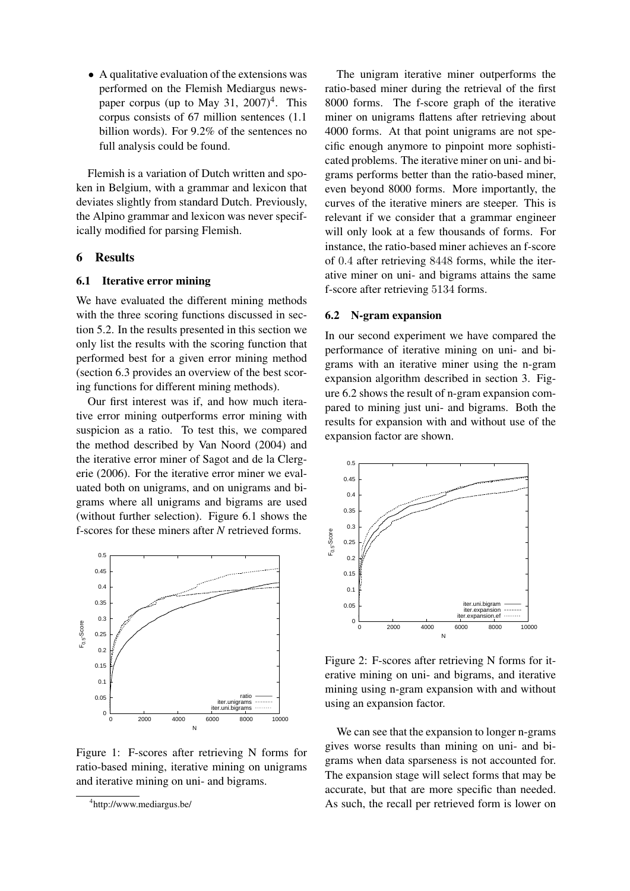- A qualitative evaluation of the extensions was performed on the Flemish Mediargus newspaper corpus (up to May 31, 2007)[4]. This corpus consists of 67 million sentences (1.1 billion words). For 9.2% of the sentences no full analysis could be found.

Flemish is a variation of Dutch written and spoken in Belgium, with a grammar and lexicon that deviates slightly from standard Dutch. Previously, the Alpino grammar and lexicon was never specifically modified for parsing Flemish.

## 6 Results

### 6.1 Iterative error mining

We have evaluated the different mining methods with the three scoring functions discussed in section 5.2. In the results presented in this section we only list the results with the scoring function that performed best for a given error mining method (section 6.3 provides an overview of the best scoring functions for different mining methods).

Our first interest was if, and how much iterative error mining outperforms error mining with suspicion as a ratio. To test this, we compared the method described by Van Noord (2004) and the iterative error miner of Sagot and de la Clergerie (2006). For the iterative error miner we evaluated both on unigrams, and on unigrams and bigrams where all unigrams and bigrams are used (without further selection). Figure 6.1 shows the f-scores for these miners after *N* retrieved forms.

Figure 1: F-scores after retrieving N forms for ratio-based mining, iterative mining on unigrams and iterative mining on uni- and bigrams.

The unigram iterative miner outperforms the ratio-based miner during the retrieval of the first 8000 forms. The f-score graph of the iterative miner on unigrams flattens after retrieving about 4000 forms. At that point unigrams are not specific enough anymore to pinpoint more sophisticated problems. The iterative miner on uni- and bigrams performs better than the ratio-based miner, even beyond 8000 forms. More importantly, the curves of the iterative miners are steeper. This is relevant if we consider that a grammar engineer will only look at a few thousands of forms. For instance, the ratio-based miner achieves an f-score of $0.4$ after retrieving $8448$ forms, while the iterative miner on uni- and bigrams attains the same f-score after retrieving $5134$ forms.

### 6.2 N-gram expansion

In our second experiment we have compared the performance of iterative mining on uni- and bigrams with an iterative miner using the n-gram expansion algorithm described in section 3. Figure 6.2 shows the result of n-gram expansion compared to mining just uni- and bigrams. Both the results for expansion with and without use of the expansion factor are shown.

Figure 2: F-scores after retrieving N forms for iterative mining on uni- and bigrams, and iterative mining using n-gram expansion with and without using an expansion factor.

We can see that the expansion to longer n-grams gives worse results than mining on uni- and bigrams when data sparseness is not accounted for. The expansion stage will select forms that may be accurate, but that are more specific than needed. As such, the recall per retrieved form is lower on

[4] http://www.mediargus.be/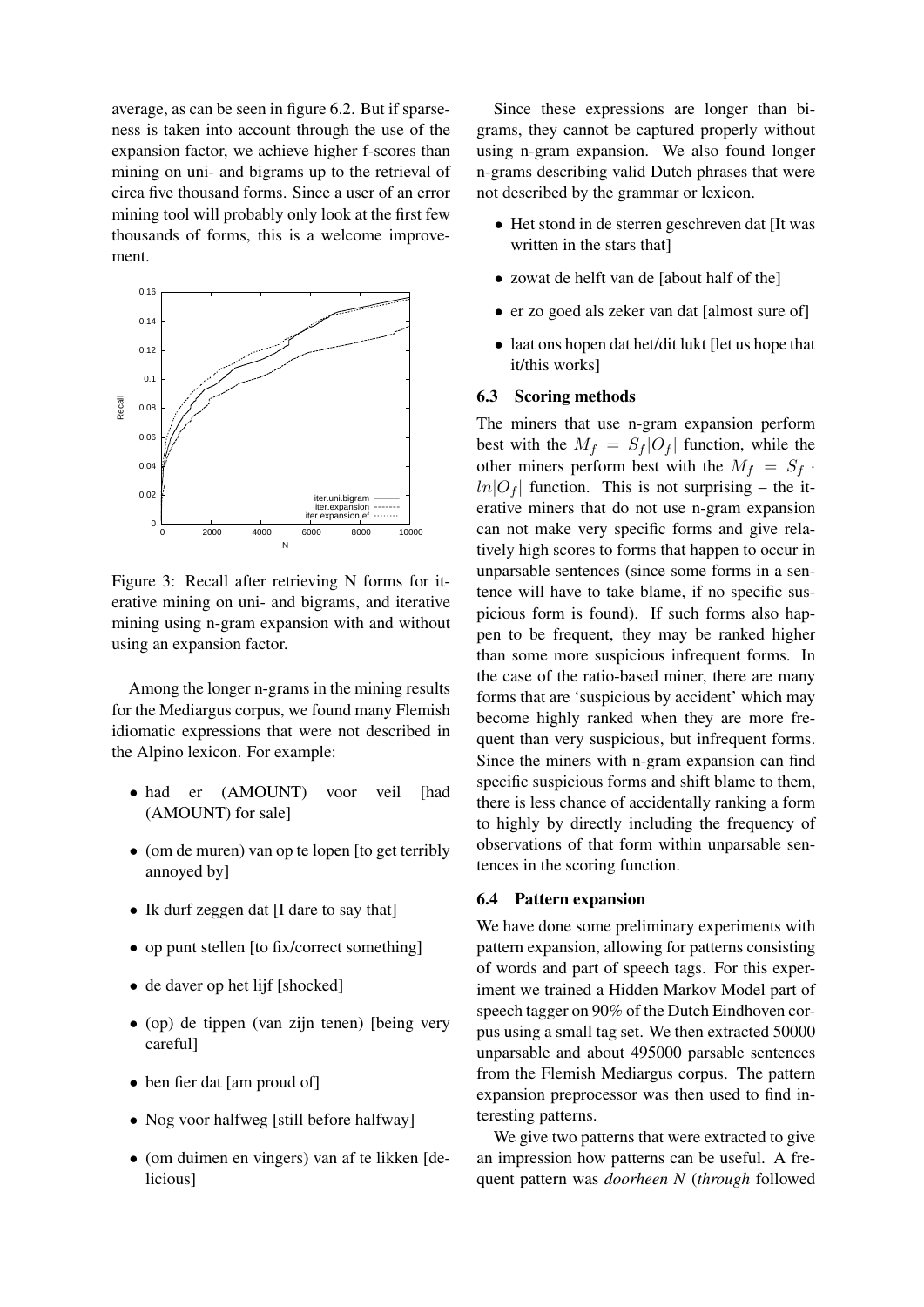average, as can be seen in figure 6.2. But if sparseness is taken into account through the use of the expansion factor, we achieve higher f-scores than mining on uni- and bigrams up to the retrieval of circa five thousand forms. Since a user of an error mining tool will probably only look at the first few thousands of forms, this is a welcome improvement.

Figure 3: Recall after retrieving N forms for iterative mining on uni- and bigrams, and iterative mining using n-gram expansion with and without using an expansion factor.

Among the longer n-grams in the mining results for the Mediargus corpus, we found many Flemish idiomatic expressions that were not described in the Alpino lexicon. For example:

- had er (AMOUNT) voor veil [had (AMOUNT) for sale]
- (om de muren) van op te lopen [to get terribly annoyed by]
- Ik durf zeggen dat [I dare to say that]
- op punt stellen [to fix/correct something]
- de daver op het lijf [shocked]
- (op) de tippen (van zijn tenen) [being very careful]
- ben fier dat [am proud of]
- Nog voor halfweg [still before halfway]
- (om duimen en vingers) van af te likken [delicious]

Since these expressions are longer than bigrams, they cannot be captured properly without using n-gram expansion. We also found longer n-grams describing valid Dutch phrases that were not described by the grammar or lexicon.

- Het stond in de sterren geschreven dat [It was written in the stars that]
- zowat de helft van de [about half of the]
- er zo goed als zeker van dat [almost sure of]
- laat ons hopen dat het/dit lukt [let us hope that it/this works]

### 6.3 Scoring methods

The miners that use n-gram expansion perform best with the $M_f = S_f|O_f|$ function, while the other miners perform best with the $M_f = S_f \cdot ln|O_f|$ function. This is not surprising – the iterative miners that do not use n-gram expansion can not make very specific forms and give relatively high scores to forms that happen to occur in unparsable sentences (since some forms in a sentence will have to take blame, if no specific suspicious form is found). If such forms also happen to be frequent, they may be ranked higher than some more suspicious infrequent forms. In the case of the ratio-based miner, there are many forms that are 'suspicious by accident' which may become highly ranked when they are more frequent than very suspicious, but infrequent forms. Since the miners with n-gram expansion can find specific suspicious forms and shift blame to them, there is less chance of accidentally ranking a form to highly by directly including the frequency of observations of that form within unparsable sentences in the scoring function.

### 6.4 Pattern expansion

We have done some preliminary experiments with pattern expansion, allowing for patterns consisting of words and part of speech tags. For this experiment we trained a Hidden Markov Model part of speech tagger on 90% of the Dutch Eindhoven corpus using a small tag set. We then extracted 50000 unparsable and about 495000 parsable sentences from the Flemish Mediargus corpus. The pattern expansion preprocessor was then used to find interesting patterns.

We give two patterns that were extracted to give an impression how patterns can be useful. A frequent pattern was *doorheen N* (*through* followed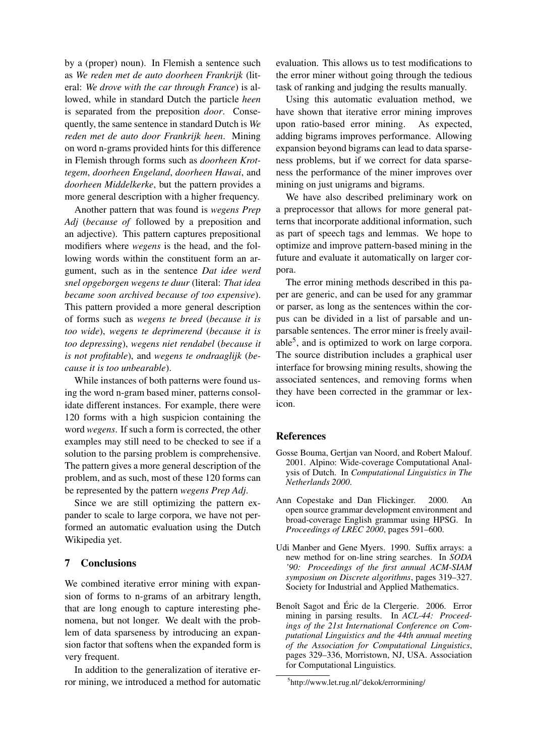by a (proper) noun). In Flemish a sentence such as *We reden met de auto doorheen Frankrijk* (literal: *We drove with the car through France*) is allowed, while in standard Dutch the particle *heen* is separated from the preposition *door*. Consequently, the same sentence in standard Dutch is *We reden met de auto door Frankrijk heen*. Mining on word n-grams provided hints for this difference in Flemish through forms such as *doorheen Krottegem*, *doorheen Engeland*, *doorheen Hawai*, and *doorheen Middelkerke*, but the pattern provides a more general description with a higher frequency.

Another pattern that was found is *wegens Prep Adj* (*because of* followed by a preposition and an adjective). This pattern captures prepositional modifiers where *wegens* is the head, and the following words within the constituent form an argument, such as in the sentence *Dat idee werd snel opgeborgen wegens te duur* (literal: *That idea became soon archived because of too expensive*). This pattern provided a more general description of forms such as *wegens te breed* (*because it is too wide*), *wegens te deprimerend* (*because it is too depressing*), *wegens niet rendabel* (*because it is not profitable*), and *wegens te ondraaglijk* (*because it is too unbearable*).

While instances of both patterns were found using the word n-gram based miner, patterns consolidate different instances. For example, there were 120 forms with a high suspicion containing the word *wegens*. If such a form is corrected, the other examples may still need to be checked to see if a solution to the parsing problem is comprehensive. The pattern gives a more general description of the problem, and as such, most of these 120 forms can be represented by the pattern *wegens Prep Adj*.

Since we are still optimizing the pattern expander to scale to large corpora, we have not performed an automatic evaluation using the Dutch Wikipedia yet.

## 7 Conclusions

We combined iterative error mining with expansion of forms to n-grams of an arbitrary length, that are long enough to capture interesting phenomena, but not longer. We dealt with the problem of data sparseness by introducing an expansion factor that softens when the expanded form is very frequent.

In addition to the generalization of iterative error mining, we introduced a method for automatic evaluation. This allows us to test modifications to the error miner without going through the tedious task of ranking and judging the results manually.

Using this automatic evaluation method, we have shown that iterative error mining improves upon ratio-based error mining. As expected, adding bigrams improves performance. Allowing expansion beyond bigrams can lead to data sparseness problems, but if we correct for data sparseness the performance of the miner improves over mining on just unigrams and bigrams.

We have also described preliminary work on a preprocessor that allows for more general patterns that incorporate additional information, such as part of speech tags and lemmas. We hope to optimize and improve pattern-based mining in the future and evaluate it automatically on larger corpora.

The error mining methods described in this paper are generic, and can be used for any grammar or parser, as long as the sentences within the corpus can be divided in a list of parsable and unparsable sentences. The error miner is freely available[5], and is optimized to work on large corpora. The source distribution includes a graphical user interface for browsing mining results, showing the associated sentences, and removing forms when they have been corrected in the grammar or lexicon.

## References

Gosse Bouma, Gertjan van Noord, and Robert Malouf. 2001. Alpino: Wide-coverage Computational Analysis of Dutch. In *Computational Linguistics in The Netherlands 2000*.

Ann Copestake and Dan Flickinger. 2000. An open source grammar development environment and broad-coverage English grammar using HPSG. In *Proceedings of LREC 2000*, pages 591–600.

Udi Manber and Gene Myers. 1990. Suffix arrays: a new method for on-line string searches. In *SODA '90: Proceedings of the first annual ACM-SIAM symposium on Discrete algorithms*, pages 319–327. Society for Industrial and Applied Mathematics.

Benoît Sagot and Éric de la Clergerie. 2006. Error mining in parsing results. In *ACL-44: Proceedings of the 21st International Conference on Computational Linguistics and the 44th annual meeting of the Association for Computational Linguistics*, pages 329–336, Morristown, NJ, USA. Association for Computational Linguistics.

[5] http://www.let.rug.nl/˜dekok/errormining/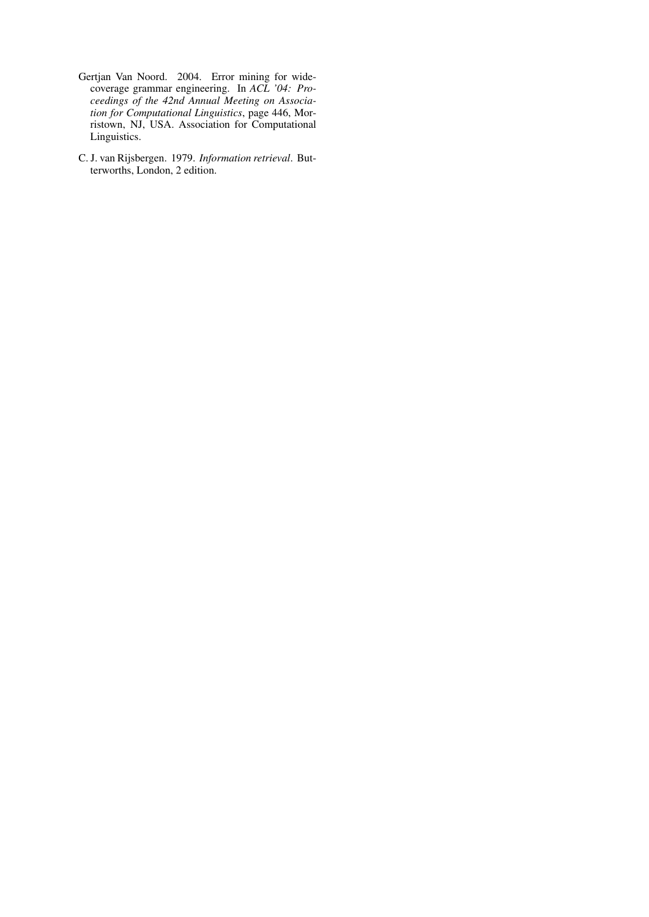Gertjan Van Noord. 2004. Error mining for wide-coverage grammar engineering. In *ACL '04: Proceedings of the 42nd Annual Meeting on Association for Computational Linguistics*, page 446, Morristown, NJ, USA. Association for Computational Linguistics.

C. J. van Rijsbergen. 1979. *Information retrieval*. Butterworths, London, 2 edition.